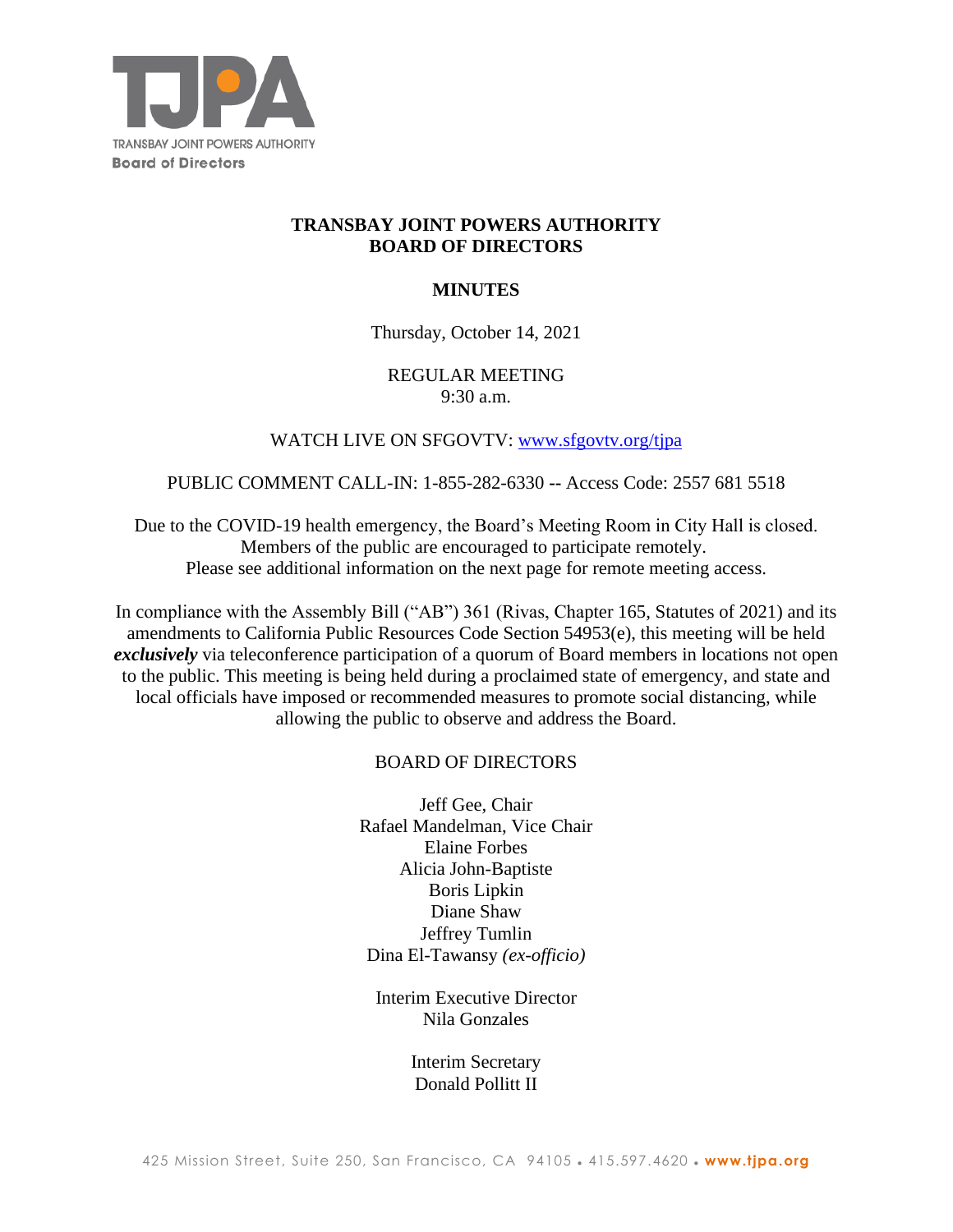TRANSBAY JOINT POWERS AUTHORITY
Board of Directors

# TRANSBAY JOINT POWERS AUTHORITY
# BOARD OF DIRECTORS

## MINUTES

Thursday, October 14, 2021

REGULAR MEETING
9:30 a.m.

WATCH LIVE ON SFGOVTV: [www.sfgovtv.org/tjpa](http://www.sfgovtv.org/tjpa)

PUBLIC COMMENT CALL-IN: 1-855-282-6330 -- Access Code: 2557 681 5518

Due to the COVID-19 health emergency, the Board's Meeting Room in City Hall is closed.
Members of the public are encouraged to participate remotely.
Please see additional information on the next page for remote meeting access.

In compliance with the Assembly Bill ("AB") 361 (Rivas, Chapter 165, Statutes of 2021) and its amendments to California Public Resources Code Section 54953(e), this meeting will be held ***exclusively*** via teleconference participation of a quorum of Board members in locations not open to the public. This meeting is being held during a proclaimed state of emergency, and state and local officials have imposed or recommended measures to promote social distancing, while allowing the public to observe and address the Board.

BOARD OF DIRECTORS

Jeff Gee, Chair
Rafael Mandelman, Vice Chair
Elaine Forbes
Alicia John-Baptiste
Boris Lipkin
Diane Shaw
Jeffrey Tumlin
Dina El-Tawansy *(ex-officio)*

Interim Executive Director
Nila Gonzales

Interim Secretary
Donald Pollitt II

425 Mission Street, Suite 250, San Francisco, CA 94105 • 415.597.4620 • www.tjpa.org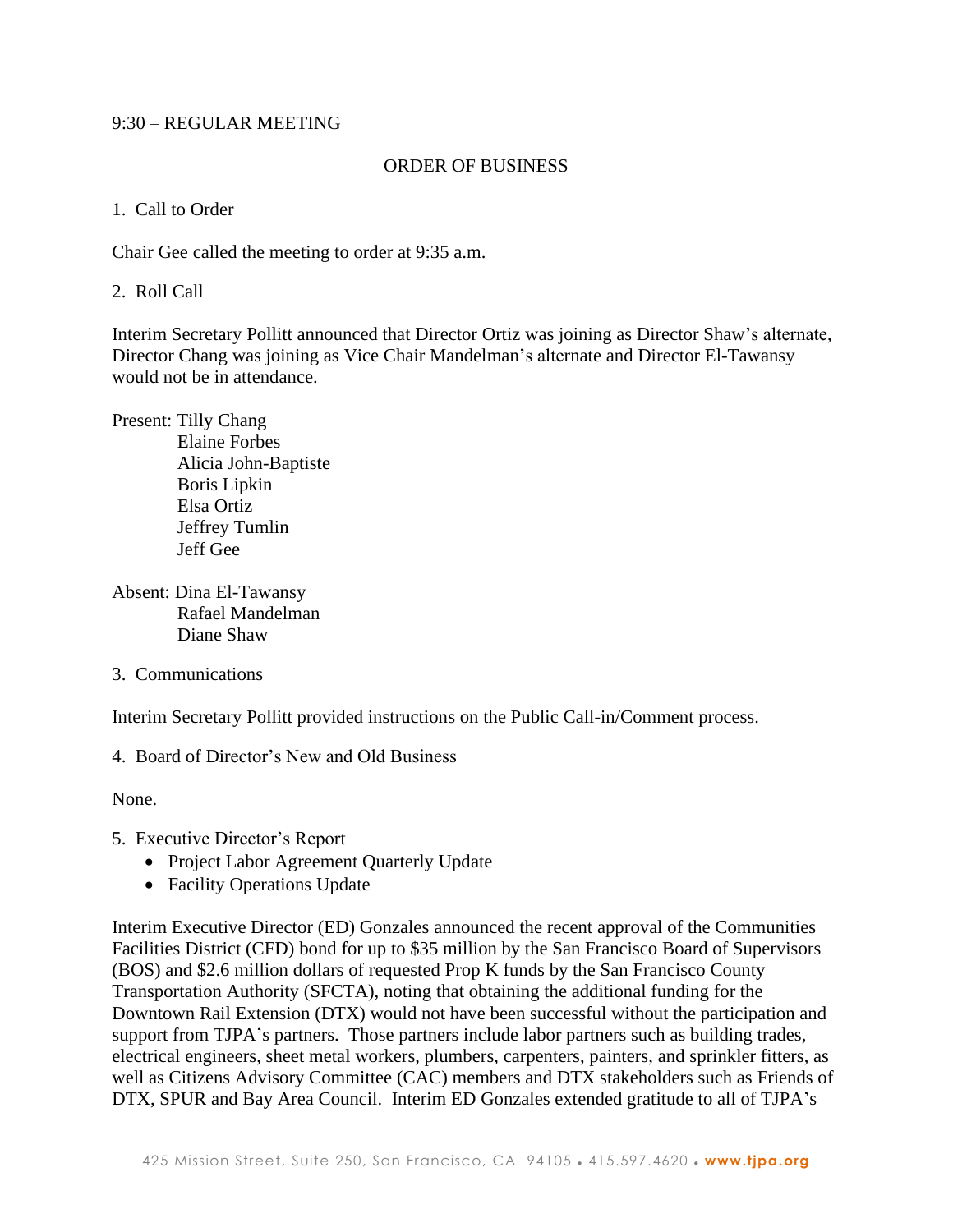9:30 – REGULAR MEETING

ORDER OF BUSINESS

1. Call to Order

Chair Gee called the meeting to order at 9:35 a.m.

2. Roll Call

Interim Secretary Pollitt announced that Director Ortiz was joining as Director Shaw's alternate, Director Chang was joining as Vice Chair Mandelman's alternate and Director El-Tawansy would not be in attendance.

Present: Tilly Chang
Elaine Forbes
Alicia John-Baptiste
Boris Lipkin
Elsa Ortiz
Jeffrey Tumlin
Jeff Gee

Absent: Dina El-Tawansy
Rafael Mandelman
Diane Shaw

3. Communications

Interim Secretary Pollitt provided instructions on the Public Call-in/Comment process.

4. Board of Director's New and Old Business

None.

5. Executive Director's Report
   - Project Labor Agreement Quarterly Update
   - Facility Operations Update

Interim Executive Director (ED) Gonzales announced the recent approval of the Communities Facilities District (CFD) bond for up to $35 million by the San Francisco Board of Supervisors (BOS) and $2.6 million dollars of requested Prop K funds by the San Francisco County Transportation Authority (SFCTA), noting that obtaining the additional funding for the Downtown Rail Extension (DTX) would not have been successful without the participation and support from TJPA's partners. Those partners include labor partners such as building trades, electrical engineers, sheet metal workers, plumbers, carpenters, painters, and sprinkler fitters, as well as Citizens Advisory Committee (CAC) members and DTX stakeholders such as Friends of DTX, SPUR and Bay Area Council. Interim ED Gonzales extended gratitude to all of TJPA's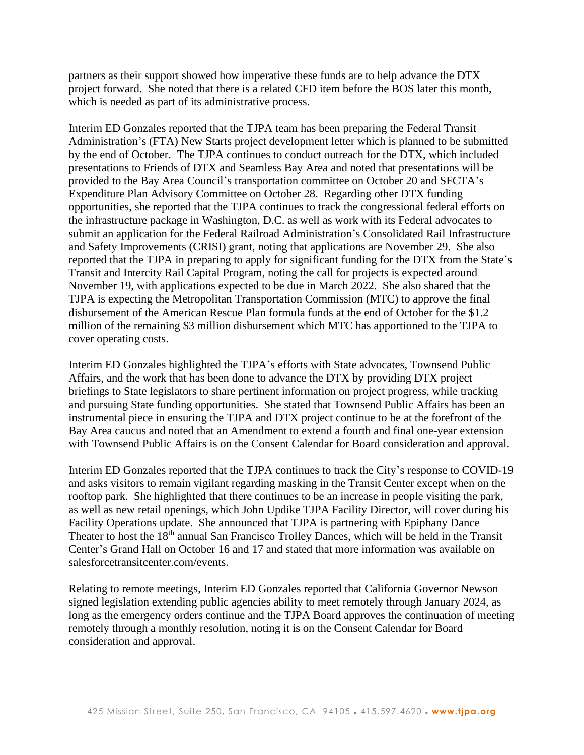partners as their support showed how imperative these funds are to help advance the DTX project forward. She noted that there is a related CFD item before the BOS later this month, which is needed as part of its administrative process.

Interim ED Gonzales reported that the TJPA team has been preparing the Federal Transit Administration's (FTA) New Starts project development letter which is planned to be submitted by the end of October. The TJPA continues to conduct outreach for the DTX, which included presentations to Friends of DTX and Seamless Bay Area and noted that presentations will be provided to the Bay Area Council's transportation committee on October 20 and SFCTA's Expenditure Plan Advisory Committee on October 28. Regarding other DTX funding opportunities, she reported that the TJPA continues to track the congressional federal efforts on the infrastructure package in Washington, D.C. as well as work with its Federal advocates to submit an application for the Federal Railroad Administration's Consolidated Rail Infrastructure and Safety Improvements (CRISI) grant, noting that applications are November 29. She also reported that the TJPA in preparing to apply for significant funding for the DTX from the State's Transit and Intercity Rail Capital Program, noting the call for projects is expected around November 19, with applications expected to be due in March 2022. She also shared that the TJPA is expecting the Metropolitan Transportation Commission (MTC) to approve the final disbursement of the American Rescue Plan formula funds at the end of October for the $1.2 million of the remaining $3 million disbursement which MTC has apportioned to the TJPA to cover operating costs.

Interim ED Gonzales highlighted the TJPA's efforts with State advocates, Townsend Public Affairs, and the work that has been done to advance the DTX by providing DTX project briefings to State legislators to share pertinent information on project progress, while tracking and pursuing State funding opportunities. She stated that Townsend Public Affairs has been an instrumental piece in ensuring the TJPA and DTX project continue to be at the forefront of the Bay Area caucus and noted that an Amendment to extend a fourth and final one-year extension with Townsend Public Affairs is on the Consent Calendar for Board consideration and approval.

Interim ED Gonzales reported that the TJPA continues to track the City's response to COVID-19 and asks visitors to remain vigilant regarding masking in the Transit Center except when on the rooftop park. She highlighted that there continues to be an increase in people visiting the park, as well as new retail openings, which John Updike TJPA Facility Director, will cover during his Facility Operations update. She announced that TJPA is partnering with Epiphany Dance Theater to host the 18th annual San Francisco Trolley Dances, which will be held in the Transit Center's Grand Hall on October 16 and 17 and stated that more information was available on salesforcetransitcenter.com/events.

Relating to remote meetings, Interim ED Gonzales reported that California Governor Newson signed legislation extending public agencies ability to meet remotely through January 2024, as long as the emergency orders continue and the TJPA Board approves the continuation of meeting remotely through a monthly resolution, noting it is on the Consent Calendar for Board consideration and approval.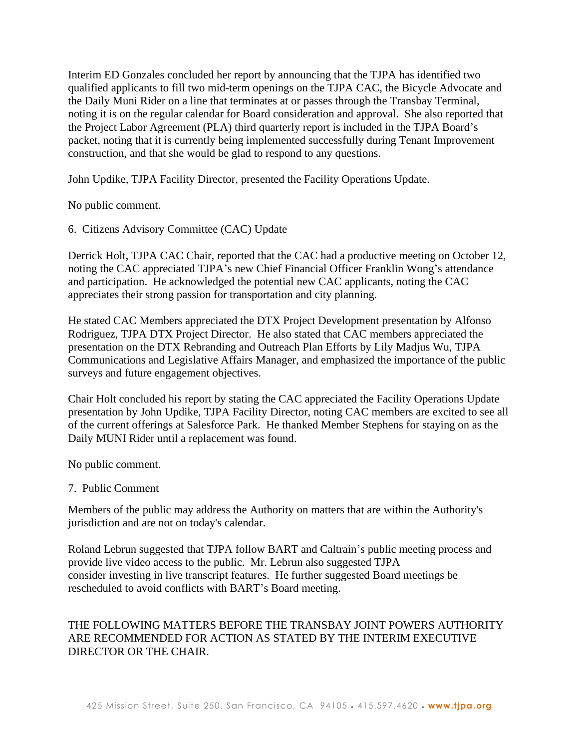Interim ED Gonzales concluded her report by announcing that the TJPA has identified two qualified applicants to fill two mid-term openings on the TJPA CAC, the Bicycle Advocate and the Daily Muni Rider on a line that terminates at or passes through the Transbay Terminal, noting it is on the regular calendar for Board consideration and approval. She also reported that the Project Labor Agreement (PLA) third quarterly report is included in the TJPA Board's packet, noting that it is currently being implemented successfully during Tenant Improvement construction, and that she would be glad to respond to any questions.

John Updike, TJPA Facility Director, presented the Facility Operations Update.

No public comment.

6. Citizens Advisory Committee (CAC) Update

Derrick Holt, TJPA CAC Chair, reported that the CAC had a productive meeting on October 12, noting the CAC appreciated TJPA's new Chief Financial Officer Franklin Wong's attendance and participation. He acknowledged the potential new CAC applicants, noting the CAC appreciates their strong passion for transportation and city planning.

He stated CAC Members appreciated the DTX Project Development presentation by Alfonso Rodriguez, TJPA DTX Project Director. He also stated that CAC members appreciated the presentation on the DTX Rebranding and Outreach Plan Efforts by Lily Madjus Wu, TJPA Communications and Legislative Affairs Manager, and emphasized the importance of the public surveys and future engagement objectives.

Chair Holt concluded his report by stating the CAC appreciated the Facility Operations Update presentation by John Updike, TJPA Facility Director, noting CAC members are excited to see all of the current offerings at Salesforce Park. He thanked Member Stephens for staying on as the Daily MUNI Rider until a replacement was found.

No public comment.

7. Public Comment

Members of the public may address the Authority on matters that are within the Authority's jurisdiction and are not on today's calendar.

Roland Lebrun suggested that TJPA follow BART and Caltrain's public meeting process and provide live video access to the public. Mr. Lebrun also suggested TJPA consider investing in live transcript features. He further suggested Board meetings be rescheduled to avoid conflicts with BART's Board meeting.

THE FOLLOWING MATTERS BEFORE THE TRANSBAY JOINT POWERS AUTHORITY ARE RECOMMENDED FOR ACTION AS STATED BY THE INTERIM EXECUTIVE DIRECTOR OR THE CHAIR.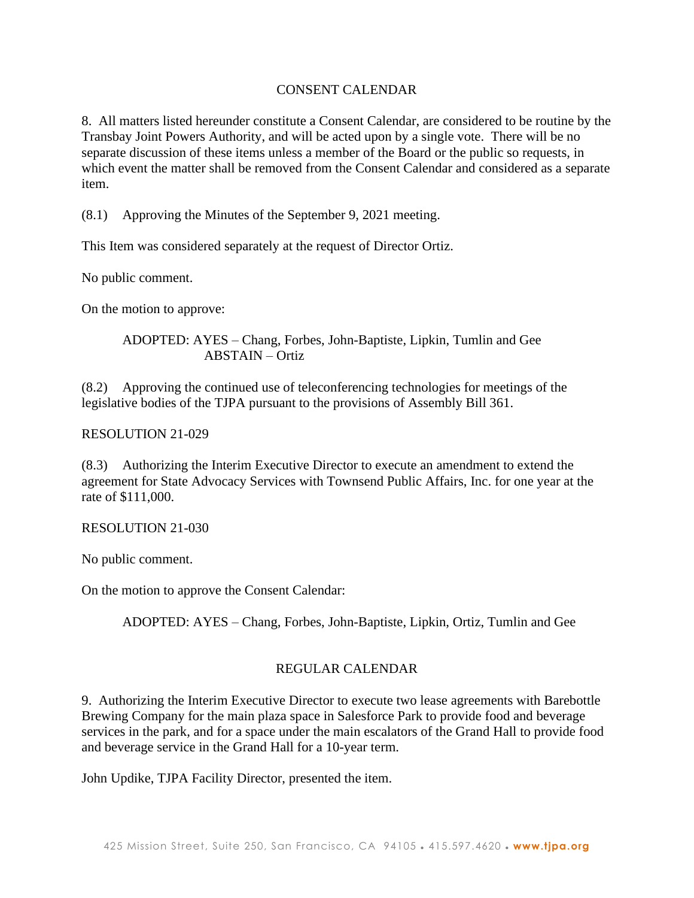## CONSENT CALENDAR

8. All matters listed hereunder constitute a Consent Calendar, are considered to be routine by the Transbay Joint Powers Authority, and will be acted upon by a single vote. There will be no separate discussion of these items unless a member of the Board or the public so requests, in which event the matter shall be removed from the Consent Calendar and considered as a separate item.

(8.1) Approving the Minutes of the September 9, 2021 meeting.

This Item was considered separately at the request of Director Ortiz.

No public comment.

On the motion to approve:

> ADOPTED: AYES – Chang, Forbes, John-Baptiste, Lipkin, Tumlin and Gee
> ABSTAIN – Ortiz

(8.2) Approving the continued use of teleconferencing technologies for meetings of the legislative bodies of the TJPA pursuant to the provisions of Assembly Bill 361.

RESOLUTION 21-029

(8.3) Authorizing the Interim Executive Director to execute an amendment to extend the agreement for State Advocacy Services with Townsend Public Affairs, Inc. for one year at the rate of $111,000.

RESOLUTION 21-030

No public comment.

On the motion to approve the Consent Calendar:

> ADOPTED: AYES – Chang, Forbes, John-Baptiste, Lipkin, Ortiz, Tumlin and Gee

## REGULAR CALENDAR

9. Authorizing the Interim Executive Director to execute two lease agreements with Barebottle Brewing Company for the main plaza space in Salesforce Park to provide food and beverage services in the park, and for a space under the main escalators of the Grand Hall to provide food and beverage service in the Grand Hall for a 10-year term.

John Updike, TJPA Facility Director, presented the item.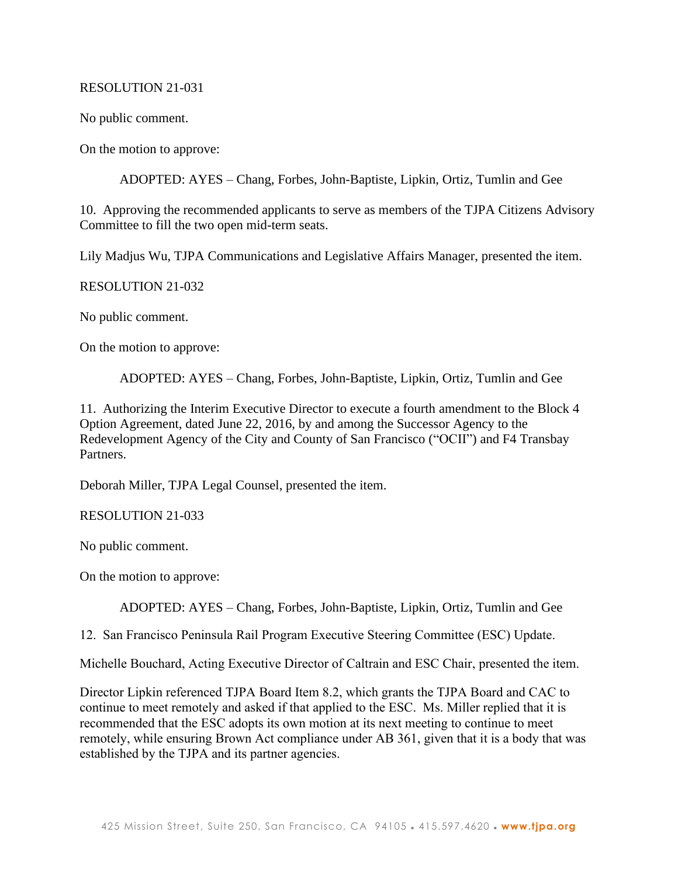RESOLUTION 21-031

No public comment.

On the motion to approve:

ADOPTED: AYES – Chang, Forbes, John-Baptiste, Lipkin, Ortiz, Tumlin and Gee

10. Approving the recommended applicants to serve as members of the TJPA Citizens Advisory Committee to fill the two open mid-term seats.

Lily Madjus Wu, TJPA Communications and Legislative Affairs Manager, presented the item.

RESOLUTION 21-032

No public comment.

On the motion to approve:

ADOPTED: AYES – Chang, Forbes, John-Baptiste, Lipkin, Ortiz, Tumlin and Gee

11. Authorizing the Interim Executive Director to execute a fourth amendment to the Block 4 Option Agreement, dated June 22, 2016, by and among the Successor Agency to the Redevelopment Agency of the City and County of San Francisco ("OCII") and F4 Transbay Partners.

Deborah Miller, TJPA Legal Counsel, presented the item.

RESOLUTION 21-033

No public comment.

On the motion to approve:

ADOPTED: AYES – Chang, Forbes, John-Baptiste, Lipkin, Ortiz, Tumlin and Gee

12. San Francisco Peninsula Rail Program Executive Steering Committee (ESC) Update.

Michelle Bouchard, Acting Executive Director of Caltrain and ESC Chair, presented the item.

Director Lipkin referenced TJPA Board Item 8.2, which grants the TJPA Board and CAC to continue to meet remotely and asked if that applied to the ESC. Ms. Miller replied that it is recommended that the ESC adopts its own motion at its next meeting to continue to meet remotely, while ensuring Brown Act compliance under AB 361, given that it is a body that was established by the TJPA and its partner agencies.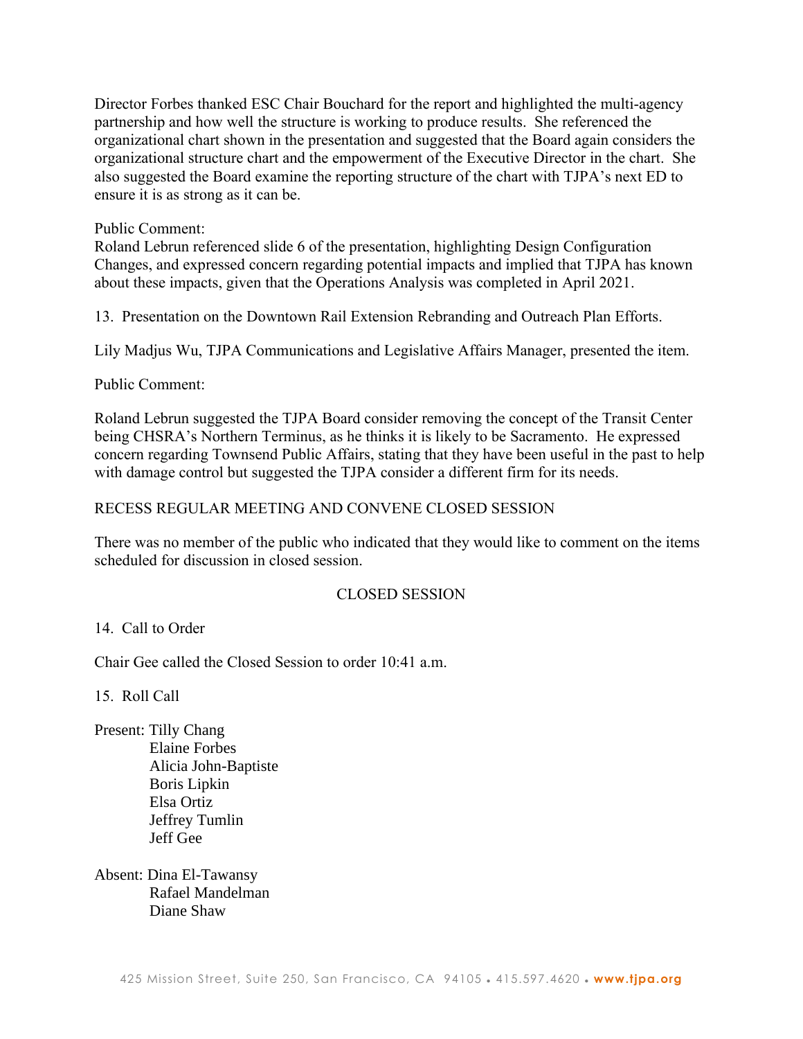Director Forbes thanked ESC Chair Bouchard for the report and highlighted the multi-agency partnership and how well the structure is working to produce results. She referenced the organizational chart shown in the presentation and suggested that the Board again considers the organizational structure chart and the empowerment of the Executive Director in the chart. She also suggested the Board examine the reporting structure of the chart with TJPA's next ED to ensure it is as strong as it can be.

Public Comment:
Roland Lebrun referenced slide 6 of the presentation, highlighting Design Configuration Changes, and expressed concern regarding potential impacts and implied that TJPA has known about these impacts, given that the Operations Analysis was completed in April 2021.

13. Presentation on the Downtown Rail Extension Rebranding and Outreach Plan Efforts.

Lily Madjus Wu, TJPA Communications and Legislative Affairs Manager, presented the item.

Public Comment:

Roland Lebrun suggested the TJPA Board consider removing the concept of the Transit Center being CHSRA's Northern Terminus, as he thinks it is likely to be Sacramento. He expressed concern regarding Townsend Public Affairs, stating that they have been useful in the past to help with damage control but suggested the TJPA consider a different firm for its needs.

RECESS REGULAR MEETING AND CONVENE CLOSED SESSION

There was no member of the public who indicated that they would like to comment on the items scheduled for discussion in closed session.

## CLOSED SESSION

14. Call to Order

Chair Gee called the Closed Session to order 10:41 a.m.

15. Roll Call

Present: Tilly Chang
Elaine Forbes
Alicia John-Baptiste
Boris Lipkin
Elsa Ortiz
Jeffrey Tumlin
Jeff Gee

Absent: Dina El-Tawansy
Rafael Mandelman
Diane Shaw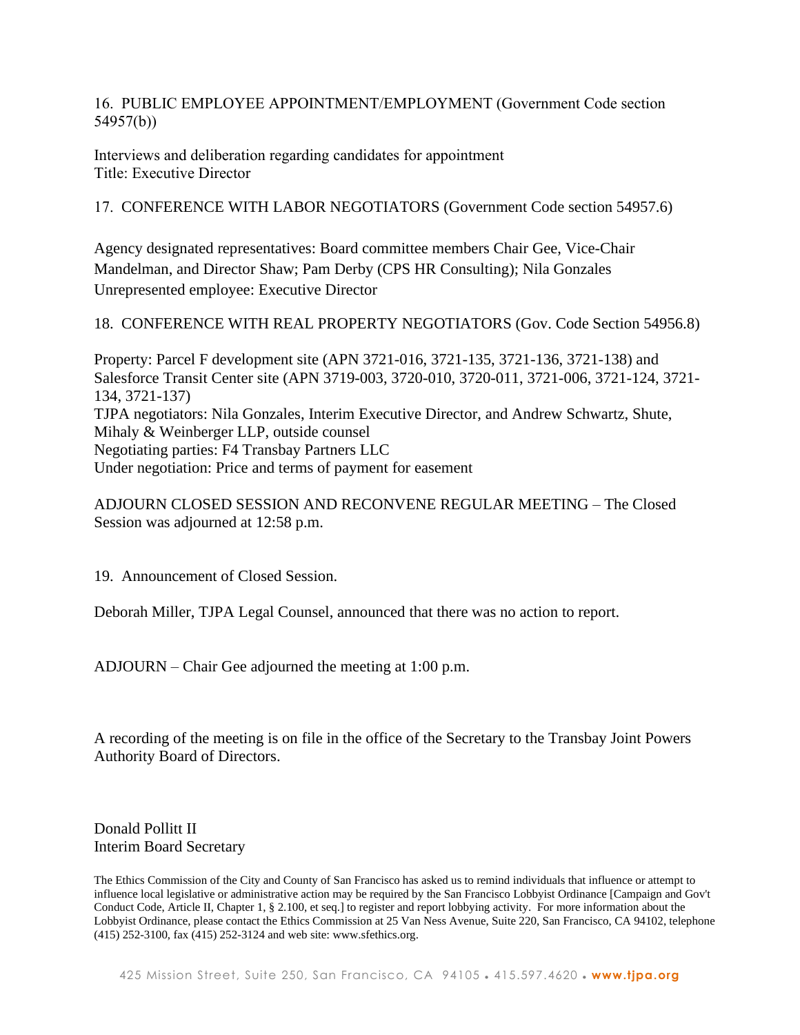16. PUBLIC EMPLOYEE APPOINTMENT/EMPLOYMENT (Government Code section 54957(b))

Interviews and deliberation regarding candidates for appointment
Title: Executive Director

17. CONFERENCE WITH LABOR NEGOTIATORS (Government Code section 54957.6)

Agency designated representatives: Board committee members Chair Gee, Vice-Chair Mandelman, and Director Shaw; Pam Derby (CPS HR Consulting); Nila Gonzales
Unrepresented employee: Executive Director

18. CONFERENCE WITH REAL PROPERTY NEGOTIATORS (Gov. Code Section 54956.8)

Property: Parcel F development site (APN 3721-016, 3721-135, 3721-136, 3721-138) and Salesforce Transit Center site (APN 3719-003, 3720-010, 3720-011, 3721-006, 3721-124, 3721-134, 3721-137)
TJPA negotiators: Nila Gonzales, Interim Executive Director, and Andrew Schwartz, Shute, Mihaly & Weinberger LLP, outside counsel
Negotiating parties: F4 Transbay Partners LLC
Under negotiation: Price and terms of payment for easement

ADJOURN CLOSED SESSION AND RECONVENE REGULAR MEETING – The Closed Session was adjourned at 12:58 p.m.

19. Announcement of Closed Session.

Deborah Miller, TJPA Legal Counsel, announced that there was no action to report.

ADJOURN – Chair Gee adjourned the meeting at 1:00 p.m.

A recording of the meeting is on file in the office of the Secretary to the Transbay Joint Powers Authority Board of Directors.

Donald Pollitt II
Interim Board Secretary

The Ethics Commission of the City and County of San Francisco has asked us to remind individuals that influence or attempt to influence local legislative or administrative action may be required by the San Francisco Lobbyist Ordinance [Campaign and Gov't Conduct Code, Article II, Chapter 1, § 2.100, et seq.] to register and report lobbying activity. For more information about the Lobbyist Ordinance, please contact the Ethics Commission at 25 Van Ness Avenue, Suite 220, San Francisco, CA 94102, telephone (415) 252-3100, fax (415) 252-3124 and web site: www.sfethics.org.